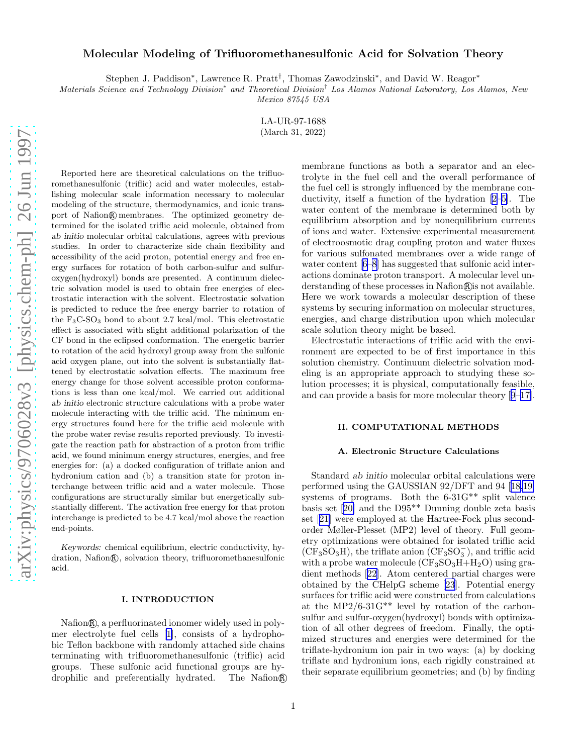# Molecular Modeling of Trifluoromethanesulfonic Acid for Solvation Theory

Stephen J. Paddison*, Lawrence R. Pratt†, Thomas Zawodzinski*, and David W. Reagor*

*Materials Science and Technology Division* and Theoretical Division† Los Alamos National Laboratory, Los Alamos, New Mexico 87545 USA*

LA-UR-97-1688

(March 31, 2022)

Reported here are theoretical calculations on the trifluoromethanesulfonic (triflic) acid and water molecules, establishing molecular scale information necessary to molecular modeling of the structure, thermodynamics, and ionic transport of Nafion® membranes. The optimized geometry determined for the isolated triflic acid molecule, obtained from *ab initio* molecular orbital calculations, agrees with previous studies. In order to characterize side chain flexibility and accessibility of the acid proton, potential energy and free energy surfaces for rotation of both carbon-sulfur and sulfur-oxygen(hydroxyl) bonds are presented. A continuum dielectric solvation model is used to obtain free energies of electrostatic interaction with the solvent. Electrostatic solvation is predicted to reduce the free energy barrier to rotation of the $F_3C$-$SO_3$ bond to about 2.7 kcal/mol. This electrostatic effect is associated with slight additional polarization of the CF bond in the eclipsed conformation. The energetic barrier to rotation of the acid hydroxyl group away from the sulfonic acid oxygen plane, out into the solvent is substantially flattened by electrostatic solvation effects. The maximum free energy change for those solvent accessible proton conformations is less than one kcal/mol. We carried out additional *ab initio* electronic structure calculations with a probe water molecule interacting with the triflic acid. The minimum energy structures found here for the triflic acid molecule with the probe water revise results reported previously. To investigate the reaction path for abstraction of a proton from triflic acid, we found minimum energy structures, energies, and free energies for: (a) a docked configuration of triflate anion and hydronium cation and (b) a transition state for proton interchange between triflic acid and a water molecule. Those configurations are structurally similar but energetically substantially different. The activation free energy for that proton interchange is predicted to be 4.7 kcal/mol above the reaction end-points.

*Keywords:* chemical equilibrium, electric conductivity, hydration, Nafion®, solvation theory, trifluoromethanesulfonic acid.

## I. INTRODUCTION

Nafion®, a perfluorinated ionomer widely used in polymer electrolyte fuel cells [1], consists of a hydrophobic Teflon backbone with randomly attached side chains terminating with trifluoromethanesulfonic (triflic) acid groups. These sulfonic acid functional groups are hydrophilic and preferentially hydrated. The Nafion® membrane functions as both a separator and an electrolyte in the fuel cell and the overall performance of the fuel cell is strongly influenced by the membrane conductivity, itself a function of the hydration [2–5]. The water content of the membrane is determined both by equilibrium absorption and by nonequilibrium currents of ions and water. Extensive experimental measurement of electroosmotic drag coupling proton and water fluxes for various sulfonated membranes over a wide range of water content [6–8] has suggested that sulfonic acid interactions dominate proton transport. A molecular level understanding of these processes in Nafion®is not available. Here we work towards a molecular description of these systems by securing information on molecular structures, energies, and charge distribution upon which molecular scale solution theory might be based.

Electrostatic interactions of triflic acid with the environment are expected to be of first importance in this solution chemistry. Continuum dielectric solvation modeling is an appropriate approach to studying these solution processes; it is physical, computationally feasible, and can provide a basis for more molecular theory [9–17].

## II. COMPUTATIONAL METHODS

### A. Electronic Structure Calculations

Standard *ab initio* molecular orbital calculations were performed using the GAUSSIAN 92/DFT and 94 [18,19] systems of programs. Both the 6-31G** split valence basis set [20] and the D95** Dunning double zeta basis set [21] were employed at the Hartree-Fock plus second-order Møller-Plesset (MP2) level of theory. Full geometry optimizations were obtained for isolated triflic acid ($CF_3SO_3H$), the triflate anion ($CF_3SO_3^-$), and triflic acid with a probe water molecule ($CF_3SO_3H$+$H_2O$) using gradient methods [22]. Atom centered partial charges were obtained by the CHelpG scheme [23]. Potential energy surfaces for triflic acid were constructed from calculations at the MP2/6-31G** level by rotation of the carbon-sulfur and sulfur-oxygen(hydroxyl) bonds with optimization of all other degrees of freedom. Finally, the optimized structures and energies were determined for the triflate-hydronium ion pair in two ways: (a) by docking triflate and hydronium ions, each rigidly constrained at their separate equilibrium geometries; and (b) by finding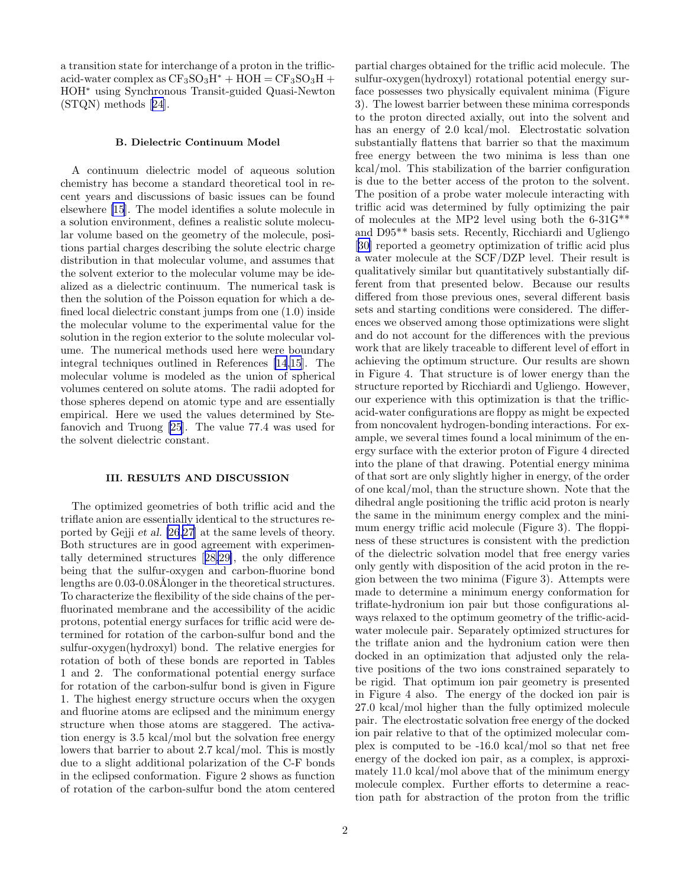a transition state for interchange of a proton in the triflic-acid-water complex as $CF_3SO_3H^* + HOH = CF_3SO_3H + HOH^*$ using Synchronous Transit-guided Quasi-Newton (STQN) methods [24].

### B. Dielectric Continuum Model

A continuum dielectric model of aqueous solution chemistry has become a standard theoretical tool in recent years and discussions of basic issues can be found elsewhere [15]. The model identifies a solute molecule in a solution environment, defines a realistic solute molecular volume based on the geometry of the molecule, positions partial charges describing the solute electric charge distribution in that molecular volume, and assumes that the solvent exterior to the molecular volume may be idealized as a dielectric continuum. The numerical task is then the solution of the Poisson equation for which a defined local dielectric constant jumps from one (1.0) inside the molecular volume to the experimental value for the solution in the region exterior to the solute molecular volume. The numerical methods used here were boundary integral techniques outlined in References [14,15]. The molecular volume is modeled as the union of spherical volumes centered on solute atoms. The radii adopted for those spheres depend on atomic type and are essentially empirical. Here we used the values determined by Stefanovich and Truong [25]. The value 77.4 was used for the solvent dielectric constant.

## III. RESULTS AND DISCUSSION

The optimized geometries of both triflic acid and the triflate anion are essentially identical to the structures reported by Gejji *et al.* [26,27] at the same levels of theory. Both structures are in good agreement with experimentally determined structures [28,29], the only difference being that the sulfur-oxygen and carbon-fluorine bond lengths are 0.03-0.08Ålonger in the theoretical structures. To characterize the flexibility of the side chains of the perfluorinated membrane and the accessibility of the acidic protons, potential energy surfaces for triflic acid were determined for rotation of the carbon-sulfur bond and the sulfur-oxygen(hydroxyl) bond. The relative energies for rotation of both of these bonds are reported in Tables 1 and 2. The conformational potential energy surface for rotation of the carbon-sulfur bond is given in Figure 1. The highest energy structure occurs when the oxygen and fluorine atoms are eclipsed and the minimum energy structure when those atoms are staggered. The activation energy is 3.5 kcal/mol but the solvation free energy lowers that barrier to about 2.7 kcal/mol. This is mostly due to a slight additional polarization of the C-F bonds in the eclipsed conformation. Figure 2 shows as function of rotation of the carbon-sulfur bond the atom centered partial charges obtained for the triflic acid molecule. The sulfur-oxygen(hydroxyl) rotational potential energy surface possesses two physically equivalent minima (Figure 3). The lowest barrier between these minima corresponds to the proton directed axially, out into the solvent and has an energy of 2.0 kcal/mol. Electrostatic solvation substantially flattens that barrier so that the maximum free energy between the two minima is less than one kcal/mol. This stabilization of the barrier configuration is due to the better access of the proton to the solvent. The position of a probe water molecule interacting with triflic acid was determined by fully optimizing the pair of molecules at the MP2 level using both the 6-31G** and D95** basis sets. Recently, Ricchiardi and Ugliengo [30] reported a geometry optimization of triflic acid plus a water molecule at the SCF/DZP level. Their result is qualitatively similar but quantitatively substantially different from that presented below. Because our results differed from those previous ones, several different basis sets and starting conditions were considered. The differences we observed among those optimizations were slight and do not account for the differences with the previous work that are likely traceable to different level of effort in achieving the optimum structure. Our results are shown in Figure 4. That structure is of lower energy than the structure reported by Ricchiardi and Ugliengo. However, our experience with this optimization is that the triflic-acid-water configurations are floppy as might be expected from noncovalent hydrogen-bonding interactions. For example, we several times found a local minimum of the energy surface with the exterior proton of Figure 4 directed into the plane of that drawing. Potential energy minima of that sort are only slightly higher in energy, of the order of one kcal/mol, than the structure shown. Note that the dihedral angle positioning the triflic acid proton is nearly the same in the minimum energy complex and the minimum energy triflic acid molecule (Figure 3). The floppiness of these structures is consistent with the prediction of the dielectric solvation model that free energy varies only gently with disposition of the acid proton in the region between the two minima (Figure 3). Attempts were made to determine a minimum energy conformation for triflate-hydronium ion pair but those configurations always relaxed to the optimum geometry of the triflic-acid-water molecule pair. Separately optimized structures for the triflate anion and the hydronium cation were then docked in an optimization that adjusted only the relative positions of the two ions constrained separately to be rigid. That optimum ion pair geometry is presented in Figure 4 also. The energy of the docked ion pair is 27.0 kcal/mol higher than the fully optimized molecule pair. The electrostatic solvation free energy of the docked ion pair relative to that of the optimized molecular complex is computed to be -16.0 kcal/mol so that net free energy of the docked ion pair, as a complex, is approximately 11.0 kcal/mol above that of the minimum energy molecule complex. Further efforts to determine a reaction path for abstraction of the proton from the triflic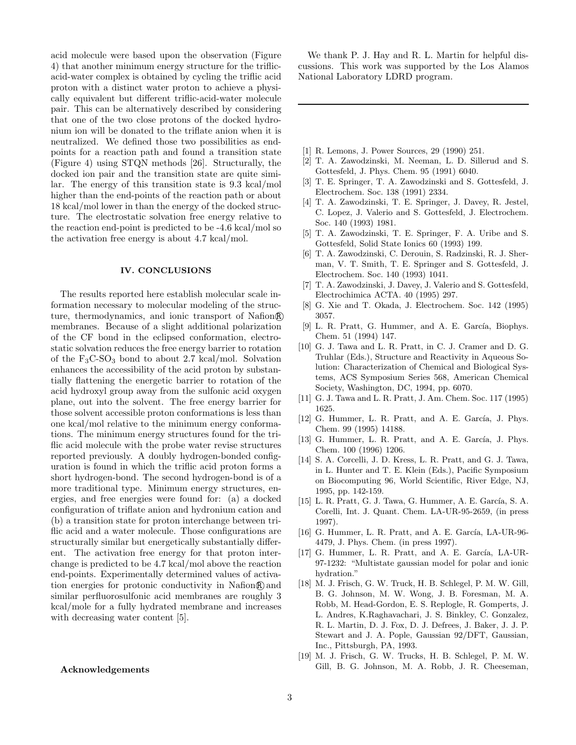acid molecule were based upon the observation (Figure 4) that another minimum energy structure for the triflic-acid-water complex is obtained by cycling the triflic acid proton with a distinct water proton to achieve a physically equivalent but different triflic-acid-water molecule pair. This can be alternatively described by considering that one of the two close protons of the docked hydronium ion will be donated to the triflate anion when it is neutralized. We defined those two possibilities as end-points for a reaction path and found a transition state (Figure 4) using STQN methods [26]. Structurally, the docked ion pair and the transition state are quite similar. The energy of this transition state is 9.3 kcal/mol higher than the end-points of the reaction path or about 18 kcal/mol lower in than the energy of the docked structure. The electrostatic solvation free energy relative to the reaction end-point is predicted to be -4.6 kcal/mol so the activation free energy is about 4.7 kcal/mol.

## IV. CONCLUSIONS

The results reported here establish molecular scale information necessary to molecular modeling of the structure, thermodynamics, and ionic transport of Nafion® membranes. Because of a slight additional polarization of the CF bond in the eclipsed conformation, electrostatic solvation reduces the free energy barrier to rotation of the $F_3C$-$SO_3$ bond to about 2.7 kcal/mol. Solvation enhances the accessibility of the acid proton by substantially flattening the energetic barrier to rotation of the acid hydroxyl group away from the sulfonic acid oxygen plane, out into the solvent. The free energy barrier for those solvent accessible proton conformations is less than one kcal/mol relative to the minimum energy conformations. The minimum energy structures found for the triflic acid molecule with the probe water revise structures reported previously. A doubly hydrogen-bonded configuration is found in which the triflic acid proton forms a short hydrogen-bond. The second hydrogen-bond is of a more traditional type. Minimum energy structures, energies, and free energies were found for: (a) a docked configuration of triflate anion and hydronium cation and (b) a transition state for proton interchange between triflic acid and a water molecule. Those configurations are structurally similar but energetically substantially different. The activation free energy for that proton interchange is predicted to be 4.7 kcal/mol above the reaction end-points. Experimentally determined values of activation energies for protonic conductivity in Nafion® and similar perfluorosulfonic acid membranes are roughly 3 kcal/mole for a fully hydrated membrane and increases with decreasing water content [5].

### Acknowledgements

We thank P. J. Hay and R. L. Martin for helpful discussions. This work was supported by the Los Alamos National Laboratory LDRD program.

---

[1] R. Lemons, J. Power Sources, 29 (1990) 251.

[2] T. A. Zawodzinski, M. Neeman, L. D. Sillerud and S. Gottesfeld, J. Phys. Chem. 95 (1991) 6040.

[3] T. E. Springer, T. A. Zawodzinski and S. Gottesfeld, J. Electrochem. Soc. 138 (1991) 2334.

[4] T. A. Zawodzinski, T. E. Springer, J. Davey, R. Jestel, C. Lopez, J. Valerio and S. Gottesfeld, J. Electrochem. Soc. 140 (1993) 1981.

[5] T. A. Zawodzinski, T. E. Springer, F. A. Uribe and S. Gottesfeld, Solid State Ionics 60 (1993) 199.

[6] T. A. Zawodzinski, C. Derouin, S. Radzinski, R. J. Sherman, V. T. Smith, T. E. Springer and S. Gottesfeld, J. Electrochem. Soc. 140 (1993) 1041.

[7] T. A. Zawodzinski, J. Davey, J. Valerio and S. Gottesfeld, Electrochimica ACTA. 40 (1995) 297.

[8] G. Xie and T. Okada, J. Electrochem. Soc. 142 (1995) 3057.

[9] L. R. Pratt, G. Hummer, and A. E. García, Biophys. Chem. 51 (1994) 147.

[10] G. J. Tawa and L. R. Pratt, in C. J. Cramer and D. G. Truhlar (Eds.), Structure and Reactivity in Aqueous Solution: Characterization of Chemical and Biological Systems, ACS Symposium Series 568, American Chemical Society, Washington, DC, 1994, pp. 6070.

[11] G. J. Tawa and L. R. Pratt, J. Am. Chem. Soc. 117 (1995) 1625.

[12] G. Hummer, L. R. Pratt, and A. E. García, J. Phys. Chem. 99 (1995) 14188.

[13] G. Hummer, L. R. Pratt, and A. E. García, J. Phys. Chem. 100 (1996) 1206.

[14] S. A. Corcelli, J. D. Kress, L. R. Pratt, and G. J. Tawa, in L. Hunter and T. E. Klein (Eds.), Pacific Symposium on Biocomputing 96, World Scientific, River Edge, NJ, 1995, pp. 142-159.

[15] L. R. Pratt, G. J. Tawa, G. Hummer, A. E. García, S. A. Corelli, Int. J. Quant. Chem. LA-UR-95-2659, (in press 1997).

[16] G. Hummer, L. R. Pratt, and A. E. García, LA-UR-96-4479, J. Phys. Chem. (in press 1997).

[17] G. Hummer, L. R. Pratt, and A. E. García, LA-UR-97-1232: "Multistate gaussian model for polar and ionic hydration."

[18] M. J. Frisch, G. W. Truck, H. B. Schlegel, P. M. W. Gill, B. G. Johnson, M. W. Wong, J. B. Foresman, M. A. Robb, M. Head-Gordon, E. S. Replogle, R. Gomperts, J. L. Andres, K.Raghavachari, J. S. Binkley, C. Gonzalez, R. L. Martin, D. J. Fox, D. J. Defrees, J. Baker, J. J. P. Stewart and J. A. Pople, Gaussian 92/DFT, Gaussian, Inc., Pittsburgh, PA, 1993.

[19] M. J. Frisch, G. W. Trucks, H. B. Schlegel, P. M. W. Gill, B. G. Johnson, M. A. Robb, J. R. Cheeseman,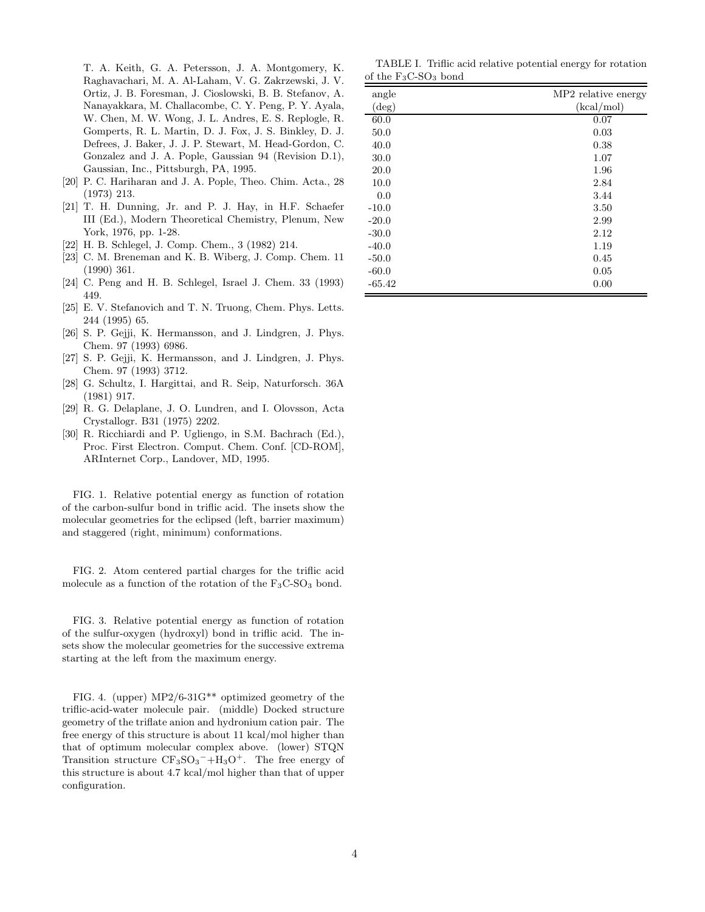T. A. Keith, G. A. Petersson, J. A. Montgomery, K. Raghavachari, M. A. Al-Laham, V. G. Zakrzewski, J. V. Ortiz, J. B. Foresman, J. Cioslowski, B. B. Stefanov, A. Nanayakkara, M. Challacombe, C. Y. Peng, P. Y. Ayala, W. Chen, M. W. Wong, J. L. Andres, E. S. Replogle, R. Gomperts, R. L. Martin, D. J. Fox, J. S. Binkley, D. J. Defrees, J. Baker, J. J. P. Stewart, M. Head-Gordon, C. Gonzalez and J. A. Pople, Gaussian 94 (Revision D.1), Gaussian, Inc., Pittsburgh, PA, 1995.

[20] P. C. Hariharan and J. A. Pople, Theo. Chim. Acta., 28 (1973) 213.

[21] T. H. Dunning, Jr. and P. J. Hay, in H.F. Schaefer III (Ed.), Modern Theoretical Chemistry, Plenum, New York, 1976, pp. 1-28.

[22] H. B. Schlegel, J. Comp. Chem., 3 (1982) 214.

[23] C. M. Breneman and K. B. Wiberg, J. Comp. Chem. 11 (1990) 361.

[24] C. Peng and H. B. Schlegel, Israel J. Chem. 33 (1993) 449.

[25] E. V. Stefanovich and T. N. Truong, Chem. Phys. Letts. 244 (1995) 65.

[26] S. P. Gejji, K. Hermansson, and J. Lindgren, J. Phys. Chem. 97 (1993) 6986.

[27] S. P. Gejji, K. Hermansson, and J. Lindgren, J. Phys. Chem. 97 (1993) 3712.

[28] G. Schultz, I. Hargittai, and R. Seip, Naturforsch. 36A (1981) 917.

[29] R. G. Delaplane, J. O. Lundren, and I. Olovsson, Acta Crystallogr. B31 (1975) 2202.

[30] R. Ricchiardi and P. Ugliengo, in S.M. Bachrach (Ed.), Proc. First Electron. Comput. Chem. Conf. [CD-ROM], ARInternet Corp., Landover, MD, 1995.

FIG. 1. Relative potential energy as function of rotation of the carbon-sulfur bond in triflic acid. The insets show the molecular geometries for the eclipsed (left, barrier maximum) and staggered (right, minimum) conformations.

FIG. 2. Atom centered partial charges for the triflic acid molecule as a function of the rotation of the $F_3C$-$SO_3$ bond.

FIG. 3. Relative potential energy as function of rotation of the sulfur-oxygen (hydroxyl) bond in triflic acid. The insets show the molecular geometries for the successive extrema starting at the left from the maximum energy.

FIG. 4. (upper) MP2/6-31G** optimized geometry of the triflic-acid-water molecule pair. (middle) Docked structure geometry of the triflate anion and hydronium cation pair. The free energy of this structure is about 11 kcal/mol higher than that of optimum molecular complex above. (lower) STQN Transition structure $CF_3SO_3{}^{-}$+$H_3O^{+}$. The free energy of this structure is about 4.7 kcal/mol higher than that of upper configuration.

TABLE I. Triflic acid relative potential energy for rotation of the $F_3C$-$SO_3$ bond

| angle (deg) | MP2 relative energy (kcal/mol) |
|---|---|
| 60.0 | 0.07 |
| 50.0 | 0.03 |
| 40.0 | 0.38 |
| 30.0 | 1.07 |
| 20.0 | 1.96 |
| 10.0 | 2.84 |
| 0.0 | 3.44 |
| -10.0 | 3.50 |
| -20.0 | 2.99 |
| -30.0 | 2.12 |
| -40.0 | 1.19 |
| -50.0 | 0.45 |
| -60.0 | 0.05 |
| -65.42 | 0.00 |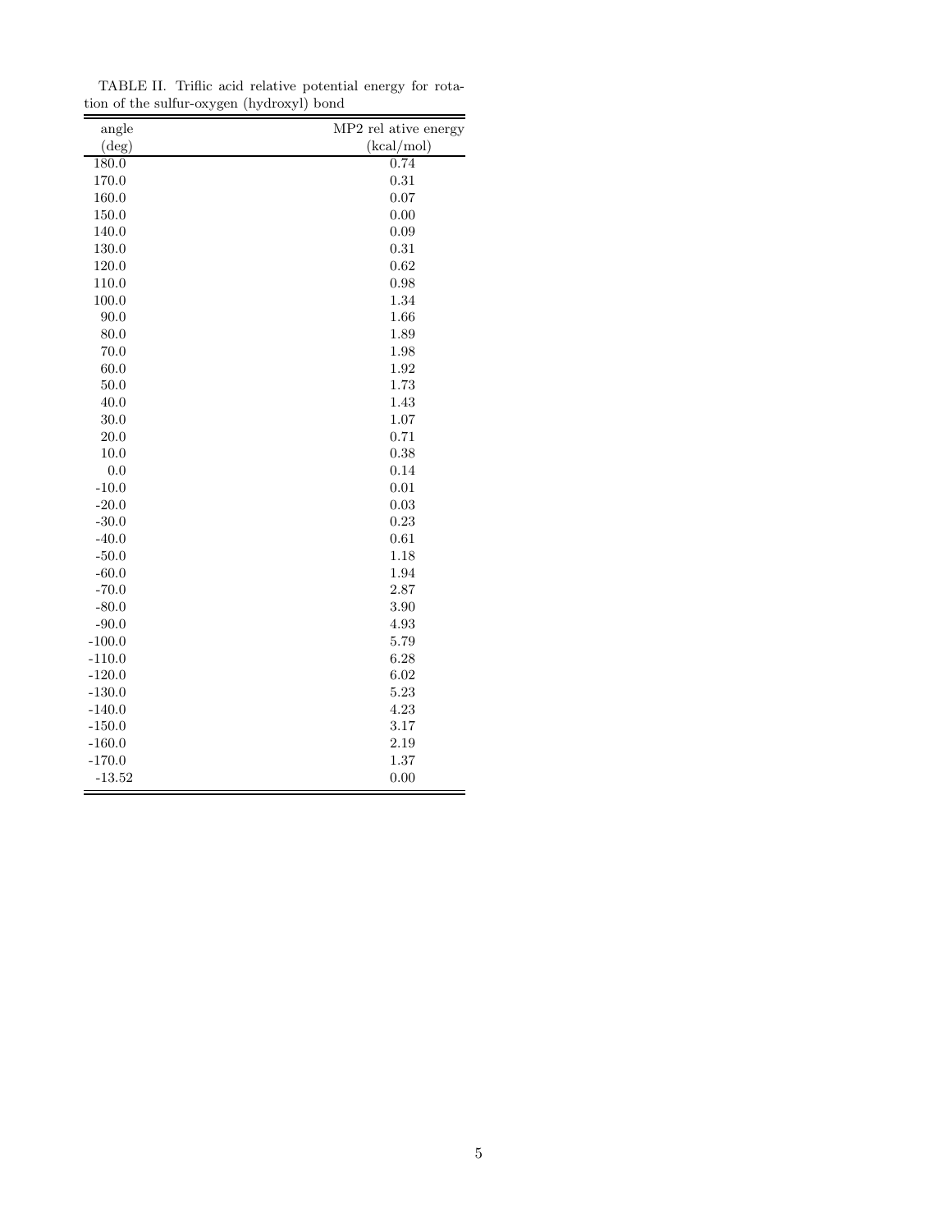TABLE II. Triflic acid relative potential energy for rotation of the sulfur-oxygen (hydroxyl) bond

| angle (deg) | MP2 rel ative energy (kcal/mol) |
| --- | --- |
| 180.0 | 0.74 |
| 170.0 | 0.31 |
| 160.0 | 0.07 |
| 150.0 | 0.00 |
| 140.0 | 0.09 |
| 130.0 | 0.31 |
| 120.0 | 0.62 |
| 110.0 | 0.98 |
| 100.0 | 1.34 |
| 90.0 | 1.66 |
| 80.0 | 1.89 |
| 70.0 | 1.98 |
| 60.0 | 1.92 |
| 50.0 | 1.73 |
| 40.0 | 1.43 |
| 30.0 | 1.07 |
| 20.0 | 0.71 |
| 10.0 | 0.38 |
| 0.0 | 0.14 |
| -10.0 | 0.01 |
| -20.0 | 0.03 |
| -30.0 | 0.23 |
| -40.0 | 0.61 |
| -50.0 | 1.18 |
| -60.0 | 1.94 |
| -70.0 | 2.87 |
| -80.0 | 3.90 |
| -90.0 | 4.93 |
| -100.0 | 5.79 |
| -110.0 | 6.28 |
| -120.0 | 6.02 |
| -130.0 | 5.23 |
| -140.0 | 4.23 |
| -150.0 | 3.17 |
| -160.0 | 2.19 |
| -170.0 | 1.37 |
| -13.52 | 0.00 |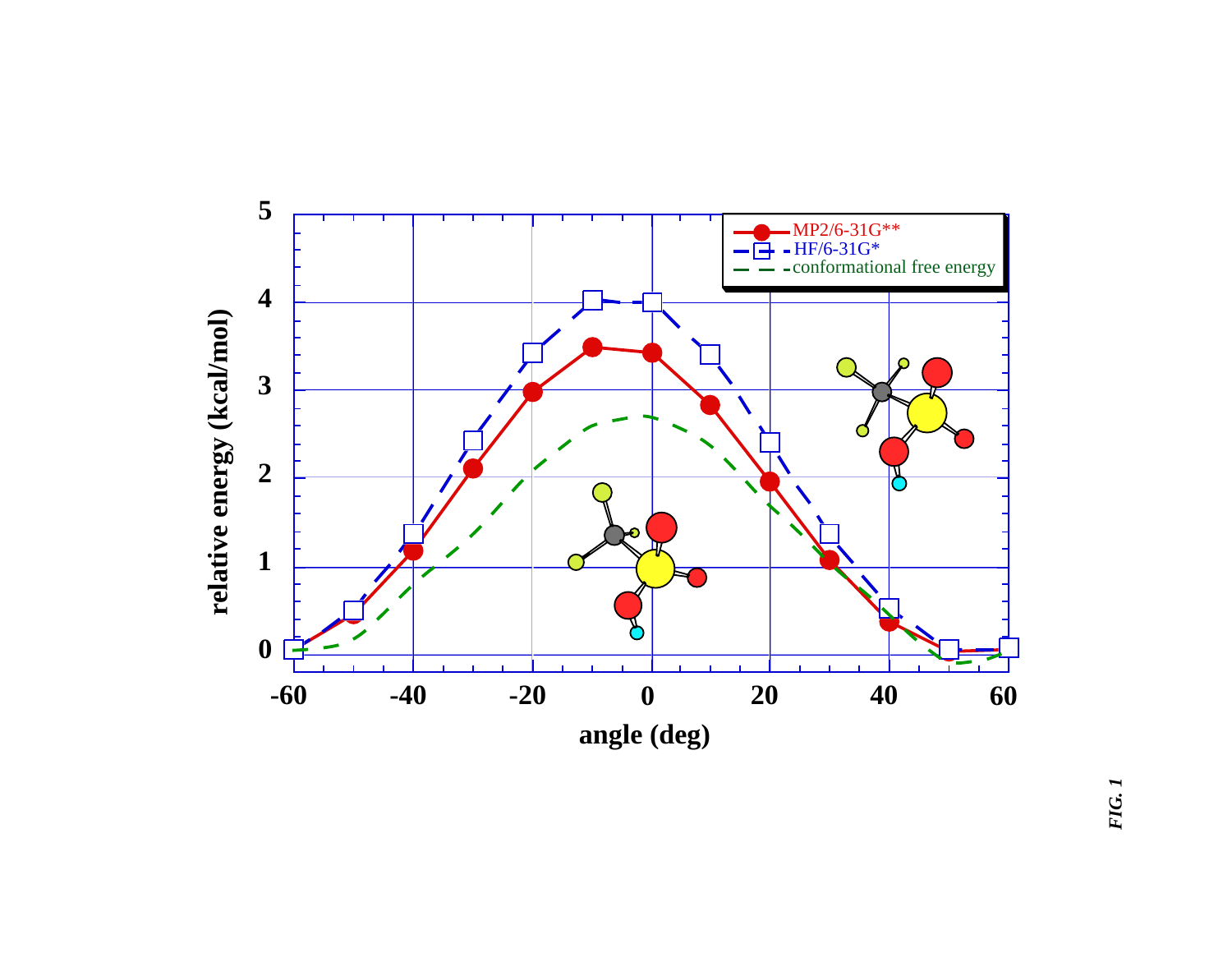5

4

3

2

1

0

-60

-40

-20

0

20

40

60

relative energy (kcal/mol)

angle (deg)

MP2/6-31G**

HF/6-31G*

conformational free energy

*FIG. 1*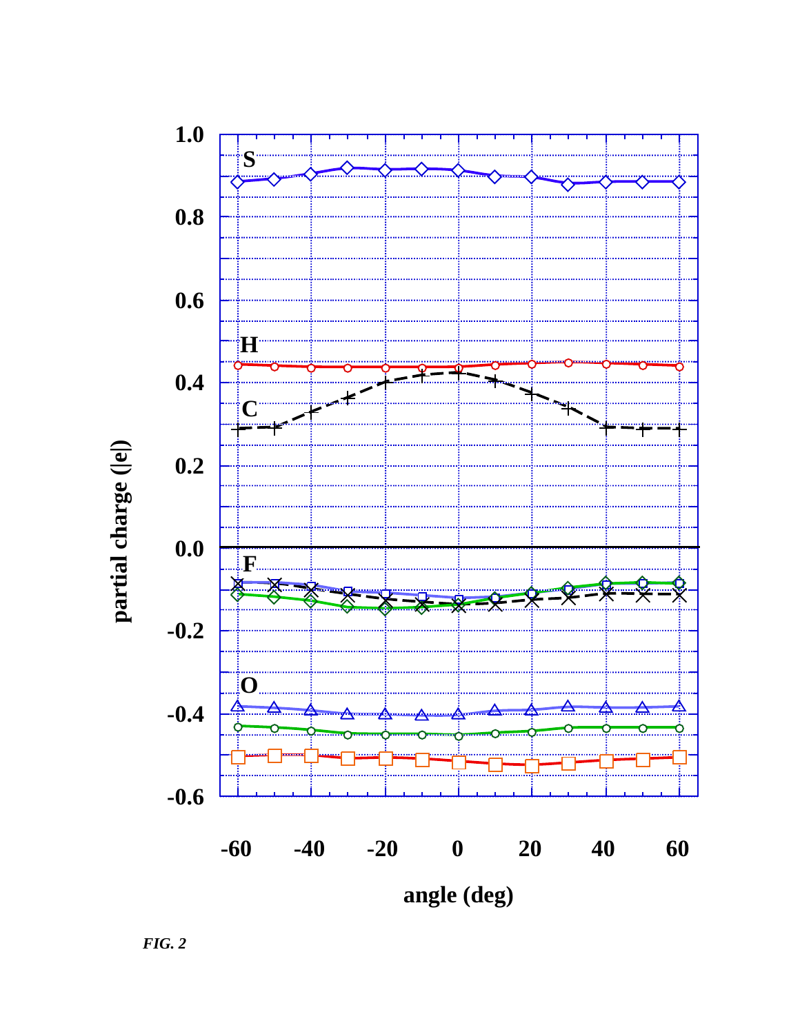S

H

C

F

O

1.0

0.8

0.6

0.4

0.2

0.0

-0.2

-0.4

-0.6

partial charge (|e|)

-60

-40

-20

0

20

40

60

angle (deg)

*FIG. 2*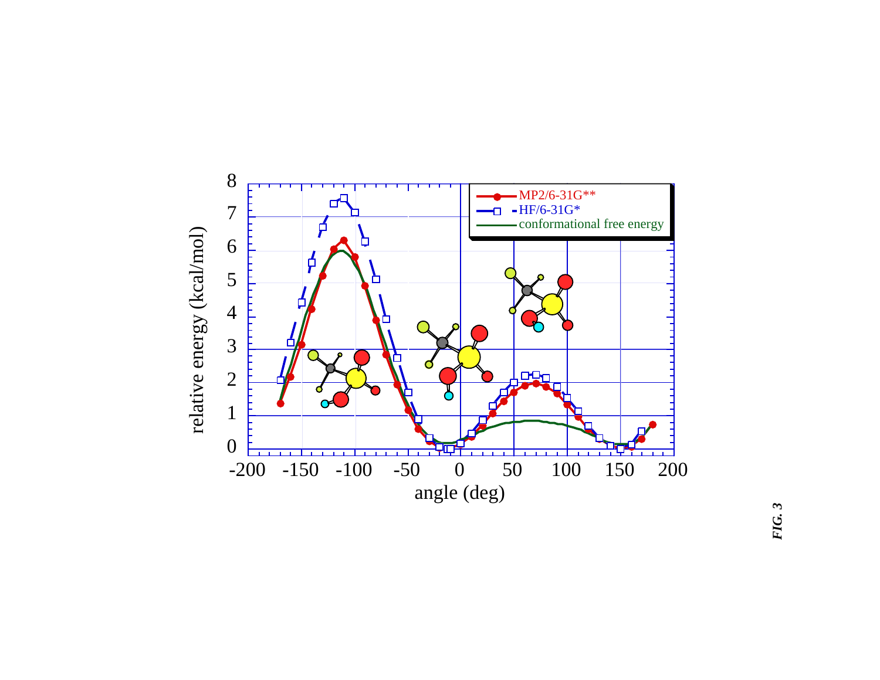*FIG. 3*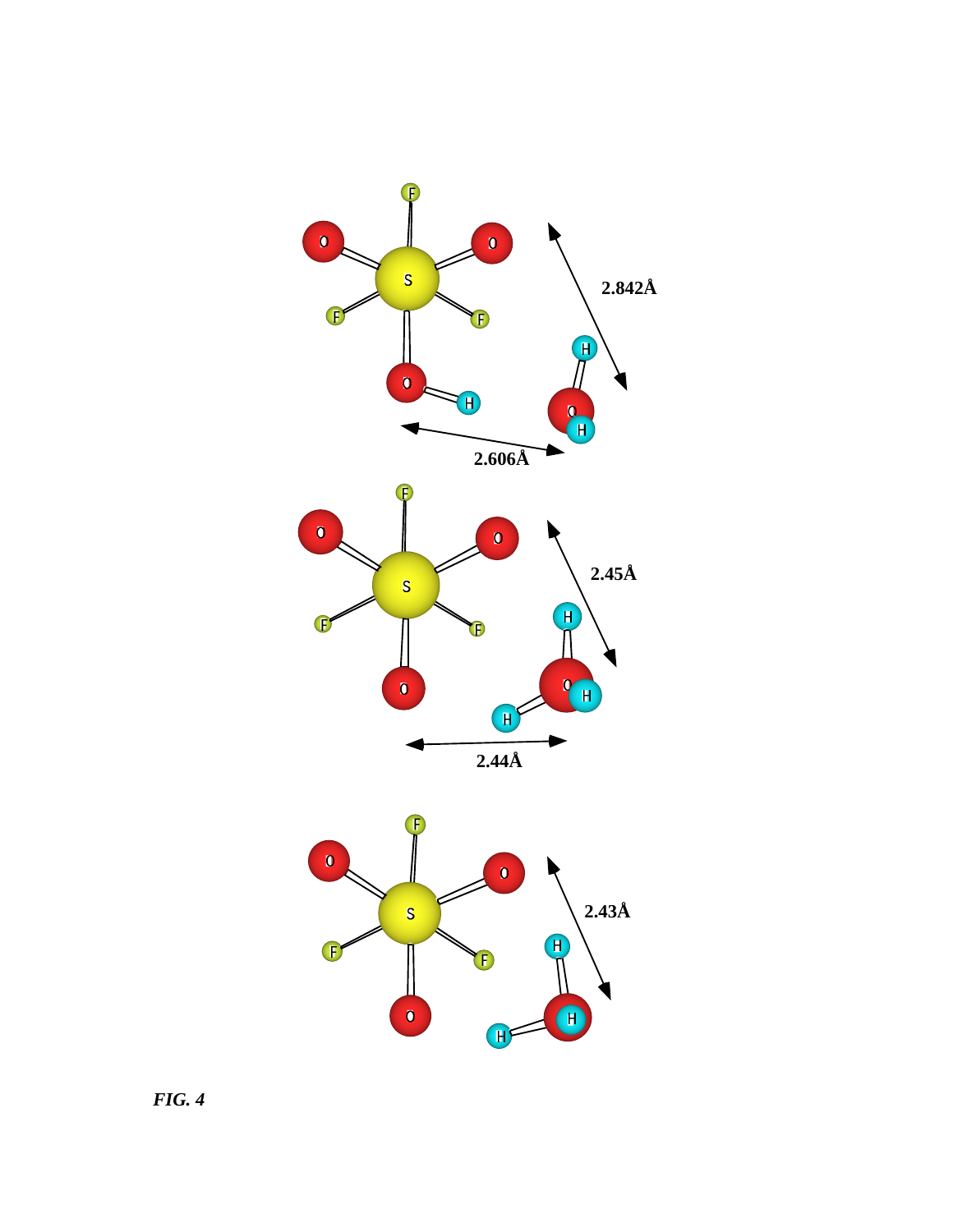2.842Å

2.606Å

2.45Å

2.44Å

2.43Å

*FIG. 4*